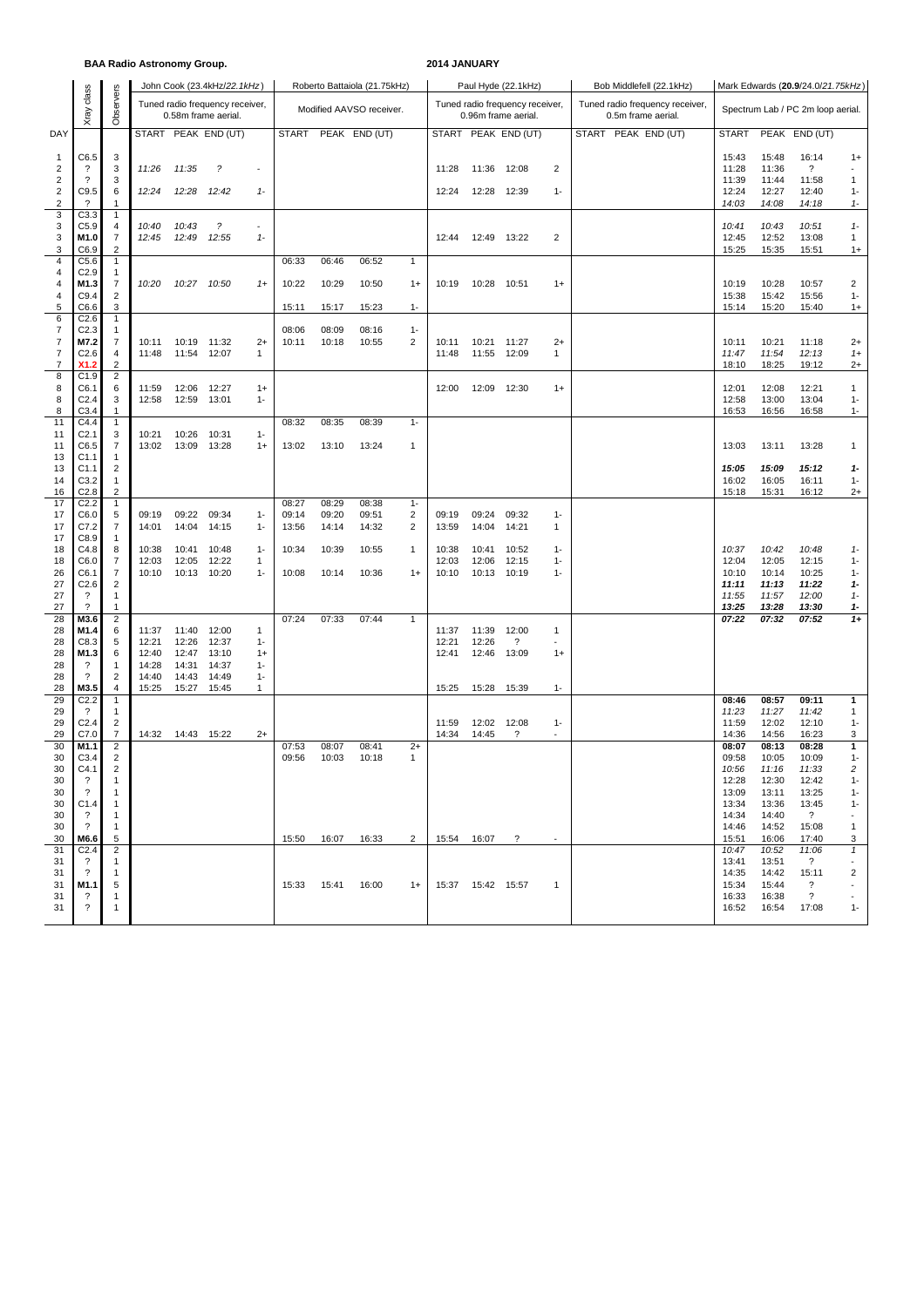**BAA Radio Astronomy Group.** **2014 JANUARY**

| DAY | Xray class | Observers | John Cook (23.4kHz/*22.1kHz*) | | | | Roberto Battaiola (21.75kHz) | | | | Paul Hyde (22.1kHz) | | | | Bob Middlefell (22.1kHz) | | | | Mark Edwards (**20.9**/24.0/*21.75kHz*) | | | |
|---|---|---|---|---|---|---|---|---|---|---|---|---|---|---|---|---|---|---|---|---|---|---|
| | | | Tuned radio frequency receiver, 0.58m frame aerial. | | | | Modified AAVSO receiver. | | | | Tuned radio frequency receiver, 0.96m frame aerial. | | | | Tuned radio frequency receiver, 0.5m frame aerial. | | | | Spectrum Lab / PC 2m loop aerial. | | | |
| | | | START | PEAK | END (UT) | | START | PEAK | END (UT) | | START | PEAK | END (UT) | | START | PEAK | END (UT) | | START | PEAK | END (UT) | |
| 1 | C6.5 | 3 | | | | | | | | | | | | | | | | | 15:43 | 15:48 | 16:14 | 1+ |
| 2 | ? | 3 | *11:26* | *11:35* | *?* | - | | | | | 11:28 | 11:36 | 12:08 | 2 | | | | | 11:28 | 11:36 | ? | - |
| 2 | ? | 3 | | | | | | | | | | | | | | | | | 11:39 | 11:44 | 11:58 | 1 |
| 2 | C9.5 | 6 | *12:24* | *12:28* | *12:42* | *1-* | | | | | 12:24 | 12:28 | 12:39 | 1- | | | | | 12:24 | 12:27 | 12:40 | 1- |
| 2 | ? | 1 | | | | | | | | | | | | | | | | | *14:03* | *14:08* | *14:18* | *1-* |
| 3 | C3.3 | 1 | | | | | | | | | | | | | | | | | | | | |
| 3 | C5.9 | 4 | *10:40* | *10:43* | *?* | - | | | | | | | | | | | | | *10:41* | *10:43* | *10:51* | *1-* |
| 3 | **M1.0** | 7 | *12:45* | *12:49* | *12:55* | *1-* | | | | | 12:44 | 12:49 | 13:22 | 2 | | | | | 12:45 | 12:52 | 13:08 | 1 |
| 3 | C6.9 | 2 | | | | | | | | | | | | | | | | | 15:25 | 15:35 | 15:51 | 1+ |
| 4 | C5.6 | 1 | | | | | 06:33 | 06:46 | 06:52 | 1 | | | | | | | | | | | | |
| 4 | C2.9 | 1 | | | | | | | | | | | | | | | | | | | | |
| 4 | **M1.3** | 7 | *10:20* | *10:27* | *10:50* | *1+* | 10:22 | 10:29 | 10:50 | 1+ | 10:19 | 10:28 | 10:51 | 1+ | | | | | 10:19 | 10:28 | 10:57 | 2 |
| 4 | C9.4 | 2 | | | | | | | | | | | | | | | | | 15:38 | 15:42 | 15:56 | 1- |
| 5 | C6.6 | 3 | | | | | 15:11 | 15:17 | 15:23 | 1- | | | | | | | | | 15:14 | 15:20 | 15:40 | 1+ |
| 6 | C2.6 | 1 | | | | | | | | | | | | | | | | | | | | |
| 7 | C2.3 | 1 | | | | | 08:06 | 08:09 | 08:16 | 1- | | | | | | | | | | | | |
| 7 | **M7.2** | 7 | 10:11 | 10:19 | 11:32 | 2+ | 10:11 | 10:18 | 10:55 | 2 | 10:11 | 10:21 | 11:27 | 2+ | | | | | 10:11 | 10:21 | 11:18 | 2+ |
| 7 | C2.6 | 4 | 11:48 | 11:54 | 12:07 | 1 | | | | | 11:48 | 11:55 | 12:09 | 1 | | | | | *11:47* | *11:54* | *12:13* | *1+* |
| 7 | **X1.2** | 2 | | | | | | | | | | | | | | | | | 18:10 | 18:25 | 19:12 | 2+ |
| 8 | C1.9 | 2 | | | | | | | | | | | | | | | | | | | | |
| 8 | C6.1 | 6 | 11:59 | 12:06 | 12:27 | 1+ | | | | | 12:00 | 12:09 | 12:30 | 1+ | | | | | 12:01 | 12:08 | 12:21 | 1 |
| 8 | C2.4 | 3 | 12:58 | 12:59 | 13:01 | 1- | | | | | | | | | | | | | 12:58 | 13:00 | 13:04 | 1- |
| 8 | C3.4 | 1 | | | | | | | | | | | | | | | | | 16:53 | 16:56 | 16:58 | 1- |
| 11 | C4.4 | 1 | | | | | 08:32 | 08:35 | 08:39 | 1- | | | | | | | | | | | | |
| 11 | C2.1 | 3 | 10:21 | 10:26 | 10:31 | 1- | | | | | | | | | | | | | | | | |
| 11 | C6.5 | 7 | 13:02 | 13:09 | 13:28 | 1+ | 13:02 | 13:10 | 13:24 | 1 | | | | | | | | | 13:03 | 13:11 | 13:28 | 1 |
| 13 | C1.1 | 1 | | | | | | | | | | | | | | | | | | | | |
| 13 | C1.1 | 2 | | | | | | | | | | | | | | | | | ***15:05*** | ***15:09*** | ***15:12*** | ***1-*** |
| 14 | C3.2 | 1 | | | | | | | | | | | | | | | | | 16:02 | 16:05 | 16:11 | 1- |
| 16 | C2.8 | 2 | | | | | | | | | | | | | | | | | 15:18 | 15:31 | 16:12 | 2+ |
| 17 | C2.2 | 1 | | | | | 08:27 | 08:29 | 08:38 | 1- | | | | | | | | | | | | |
| 17 | C6.0 | 5 | 09:19 | 09:22 | 09:34 | 1- | 09:14 | 09:20 | 09:51 | 2 | 09:19 | 09:24 | 09:32 | 1- | | | | | | | | |
| 17 | C7.2 | 7 | 14:01 | 14:04 | 14:15 | 1- | 13:56 | 14:14 | 14:32 | 2 | 13:59 | 14:04 | 14:21 | 1 | | | | | | | | |
| 17 | C8.9 | 1 | | | | | | | | | | | | | | | | | | | | |
| 18 | C4.8 | 8 | 10:38 | 10:41 | 10:48 | 1- | 10:34 | 10:39 | 10:55 | 1 | 10:38 | 10:41 | 10:52 | 1- | | | | | *10:37* | *10:42* | *10:48* | *1-* |
| 18 | C6.0 | 7 | 12:03 | 12:05 | 12:22 | 1 | | | | | 12:03 | 12:06 | 12:15 | 1- | | | | | 12:04 | 12:05 | 12:15 | 1- |
| 26 | C6.1 | 7 | 10:10 | 10:13 | 10:20 | 1- | 10:08 | 10:14 | 10:36 | 1+ | 10:10 | 10:13 | 10:19 | 1- | | | | | 10:10 | 10:14 | 10:25 | 1- |
| 27 | C2.6 | 2 | | | | | | | | | | | | | | | | | ***11:11*** | ***11:13*** | ***11:22*** | ***1-*** |
| 27 | ? | 1 | | | | | | | | | | | | | | | | | *11:55* | *11:57* | *12:00* | *1-* |
| 27 | ? | 1 | | | | | | | | | | | | | | | | | ***13:25*** | ***13:28*** | ***13:30*** | ***1-*** |
| 28 | **M3.6** | 2 | | | | | 07:24 | 07:33 | 07:44 | 1 | | | | | | | | | ***07:22*** | ***07:32*** | ***07:52*** | ***1+*** |
| 28 | **M1.4** | 6 | 11:37 | 11:40 | 12:00 | 1 | | | | | 11:37 | 11:39 | 12:00 | 1 | | | | | | | | |
| 28 | C8.3 | 5 | 12:21 | 12:26 | 12:37 | 1- | | | | | 12:21 | 12:26 | ? | - | | | | | | | | |
| 28 | **M1.3** | 6 | 12:40 | 12:47 | 13:10 | 1+ | | | | | 12:41 | 12:46 | 13:09 | 1+ | | | | | | | | |
| 28 | ? | 1 | 14:28 | 14:31 | 14:37 | 1- | | | | | | | | | | | | | | | | |
| 28 | ? | 2 | 14:40 | 14:43 | 14:49 | 1- | | | | | | | | | | | | | | | | |
| 28 | **M3.5** | 4 | 15:25 | 15:27 | 15:45 | 1 | | | | | 15:25 | 15:28 | 15:39 | 1- | | | | | | | | |
| 29 | C2.2 | 1 | | | | | | | | | | | | | | | | | **08:46** | **08:57** | **09:11** | **1** |
| 29 | ? | 1 | | | | | | | | | | | | | | | | | *11:23* | *11:27* | *11:42* | 1 |
| 29 | C2.4 | 2 | | | | | | | | | 11:59 | 12:02 | 12:08 | 1- | | | | | 11:59 | 12:02 | 12:10 | 1- |
| 29 | C7.0 | 7 | 14:32 | 14:43 | 15:22 | 2+ | | | | | 14:34 | 14:45 | ? | - | | | | | 14:36 | 14:56 | 16:23 | 3 |
| 30 | **M1.1** | 2 | | | | | 07:53 | 08:07 | 08:41 | 2+ | | | | | | | | | **08:07** | **08:13** | **08:28** | **1** |
| 30 | C3.4 | 2 | | | | | 09:56 | 10:03 | 10:18 | 1 | | | | | | | | | 09:58 | 10:05 | 10:09 | 1- |
| 30 | C4.1 | 2 | | | | | | | | | | | | | | | | | *10:56* | *11:16* | *11:33* | *2* |
| 30 | ? | 1 | | | | | | | | | | | | | | | | | 12:28 | 12:30 | 12:42 | 1- |
| 30 | ? | 1 | | | | | | | | | | | | | | | | | 13:09 | 13:11 | 13:25 | 1- |
| 30 | C1.4 | 1 | | | | | | | | | | | | | | | | | 13:34 | 13:36 | 13:45 | 1- |
| 30 | ? | 1 | | | | | | | | | | | | | | | | | 14:34 | 14:40 | ? | - |
| 30 | ? | 1 | | | | | | | | | | | | | | | | | 14:46 | 14:52 | 15:08 | 1 |
| 30 | **M6.6** | 5 | | | | | 15:50 | 16:07 | 16:33 | 2 | 15:54 | 16:07 | ? | - | | | | | 15:51 | 16:06 | 17:40 | 3 |
| 31 | C2.4 | 2 | | | | | | | | | | | | | | | | | *10:47* | *10:52* | *11:06* | *1* |
| 31 | ? | 1 | | | | | | | | | | | | | | | | | 13:41 | 13:51 | ? | - |
| 31 | ? | 1 | | | | | | | | | | | | | | | | | 14:35 | 14:42 | 15:11 | 2 |
| 31 | **M1.1** | 5 | | | | | 15:33 | 15:41 | 16:00 | 1+ | 15:37 | 15:42 | 15:57 | 1 | | | | | 15:34 | 15:44 | ? | - |
| 31 | ? | 1 | | | | | | | | | | | | | | | | | 16:33 | 16:38 | ? | - |
| 31 | ? | 1 | | | | | | | | | | | | | | | | | 16:52 | 16:54 | 17:08 | 1- |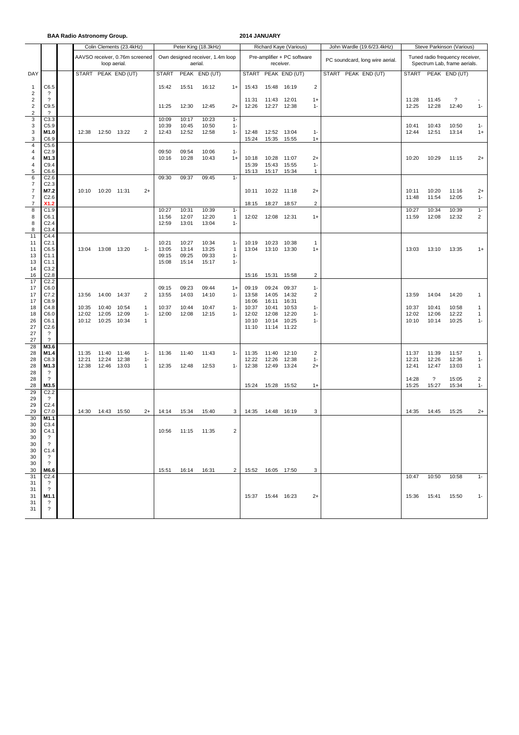**BAA Radio Astronomy Group.** **2014 JANUARY**

| | | Colin Clements (23.4kHz) | | | | Peter King (18.3kHz) | | | | Richard Kaye (Various) | | | | John Wardle (19.6/23.4kHz) | | | Steve Parkinson (Various) | | | |
|---|---|---|---|---|---|---|---|---|---|---|---|---|---|---|---|---|---|---|---|---|
| | | AAVSO receiver, 0.76m screened loop aerial. | | | | Own designed receiver, 1.4m loop aerial. | | | | Pre-amplifier + PC software receiver. | | | | PC soundcard, long wire aerial. | | | Tuned radio frequency receiver, Spectrum Lab, frame aerials. | | | |
| DAY | | START | PEAK | END (UT) | | START | PEAK | END (UT) | | START | PEAK | END (UT) | | START | PEAK | END (UT) | START | PEAK | END (UT) | |
| 1 | C6.5 | | | | | 15:42 | 15:51 | 16:12 | 1+ | 15:43 | 15:48 | 16:19 | 2 | | | | | | | |
| 2 | ? | | | | | | | | | | | | | | | | | | | |
| 2 | ? | | | | | | | | | 11:31 | 11:43 | 12:01 | 1+ | | | | 11:28 | 11:45 | ? | - |
| 2 | C9.5 | | | | | 11:25 | 12:30 | 12:45 | 2+ | 12:26 | 12:27 | 12:38 | 1- | | | | 12:25 | 12:28 | 12:40 | 1- |
| 2 | ? | | | | | | | | | | | | | | | | | | | |
| 3 | C3.3 | | | | | 10:09 | 10:17 | 10:23 | 1- | | | | | | | | | | | |
| 3 | C5.9 | | | | | 10:39 | 10:45 | 10:50 | 1- | | | | | | | | 10:41 | 10:43 | 10:50 | 1- |
| 3 | **M1.0** | 12:38 | 12:50 | 13:22 | 2 | 12:43 | 12:52 | 12:58 | 1- | 12:48 | 12:52 | 13:04 | 1- | | | | 12:44 | 12:51 | 13:14 | 1+ |
| 3 | C6.9 | | | | | | | | | 15:24 | 15:35 | 15:55 | 1+ | | | | | | | |
| 4 | C5.6 | | | | | | | | | | | | | | | | | | | |
| 4 | C2.9 | | | | | 09:50 | 09:54 | 10:06 | 1- | | | | | | | | | | | |
| 4 | **M1.3** | | | | | 10:16 | 10:28 | 10:43 | 1+ | 10:18 | 10:28 | 11:07 | 2+ | | | | 10:20 | 10:29 | 11:15 | 2+ |
| 4 | C9.4 | | | | | | | | | 15:39 | 15:43 | 15:55 | 1- | | | | | | | |
| 5 | C6.6 | | | | | | | | | 15:13 | 15:17 | 15:34 | 1 | | | | | | | |
| 6 | C2.6 | | | | | 09:30 | 09:37 | 09:45 | 1- | | | | | | | | | | | |
| 7 | C2.3 | | | | | | | | | | | | | | | | | | | |
| 7 | **M7.2** | 10:10 | 10:20 | 11:31 | 2+ | | | | | 10:11 | 10:22 | 11:18 | 2+ | | | | 10:11 | 10:20 | 11:16 | 2+ |
| 7 | C2.6 | | | | | | | | | | | | | | | | 11:48 | 11:54 | 12:05 | 1- |
| 7 | **X1.2** | | | | | | | | | 18:15 | 18:27 | 18:57 | 2 | | | | | | | |
| 8 | C1.9 | | | | | 10:27 | 10:31 | 10:39 | 1- | | | | | | | | 10:27 | 10:34 | 10:39 | 1- |
| 8 | C6.1 | | | | | 11:56 | 12:07 | 12:20 | 1 | 12:02 | 12:08 | 12:31 | 1+ | | | | 11:59 | 12:08 | 12:32 | 2 |
| 8 | C2.4 | | | | | 12:59 | 13:01 | 13:04 | 1- | | | | | | | | | | | |
| 8 | C3.4 | | | | | | | | | | | | | | | | | | | |
| 11 | C4.4 | | | | | | | | | | | | | | | | | | | |
| 11 | C2.1 | | | | | 10:21 | 10:27 | 10:34 | 1- | 10:19 | 10:23 | 10:38 | 1 | | | | | | | |
| 11 | C6.5 | 13:04 | 13:08 | 13:20 | 1- | 13:05 | 13:14 | 13:25 | 1 | 13:04 | 13:10 | 13:30 | 1+ | | | | 13:03 | 13:10 | 13:35 | 1+ |
| 13 | C1.1 | | | | | 09:15 | 09:25 | 09:33 | 1- | | | | | | | | | | | |
| 13 | C1.1 | | | | | 15:08 | 15:14 | 15:17 | 1- | | | | | | | | | | | |
| 14 | C3.2 | | | | | | | | | | | | | | | | | | | |
| 16 | C2.8 | | | | | | | | | 15:16 | 15:31 | 15:58 | 2 | | | | | | | |
| 17 | C2.2 | | | | | | | | | | | | | | | | | | | |
| 17 | C6.0 | | | | | 09:15 | 09:23 | 09:44 | 1+ | 09:19 | 09:24 | 09:37 | 1- | | | | | | | |
| 17 | C7.2 | 13:56 | 14:00 | 14:37 | 2 | 13:55 | 14:03 | 14:10 | 1- | 13:58 | 14:05 | 14:32 | 2 | | | | 13:59 | 14:04 | 14:20 | 1 |
| 17 | C8.9 | | | | | | | | | 16:06 | 16:11 | 16:31 | | | | | | | | |
| 18 | C4.8 | 10:35 | 10:40 | 10:54 | 1 | 10:37 | 10:44 | 10:47 | 1- | 10:37 | 10:41 | 10:53 | 1- | | | | 10:37 | 10:41 | 10:58 | 1 |
| 18 | C6.0 | 12:02 | 12:05 | 12:09 | 1- | 12:00 | 12:08 | 12:15 | 1- | 12:02 | 12:08 | 12:20 | 1- | | | | 12:02 | 12:06 | 12:22 | 1 |
| 26 | C6.1 | 10:12 | 10:25 | 10:34 | 1 | | | | | 10:10 | 10:14 | 10:25 | 1- | | | | 10:10 | 10:14 | 10:25 | 1- |
| 27 | C2.6 | | | | | | | | | 11:10 | 11:14 | 11:22 | | | | | | | | |
| 27 | ? | | | | | | | | | | | | | | | | | | | |
| 27 | ? | | | | | | | | | | | | | | | | | | | |
| 28 | **M3.6** | | | | | | | | | | | | | | | | | | | |
| 28 | **M1.4** | 11:35 | 11:40 | 11:46 | 1- | 11:36 | 11:40 | 11:43 | 1- | 11:35 | 11:40 | 12:10 | 2 | | | | 11:37 | 11:39 | 11:57 | 1 |
| 28 | C8.3 | 12:21 | 12:24 | 12:38 | 1- | | | | | 12:22 | 12:26 | 12:38 | 1- | | | | 12:21 | 12:26 | 12:36 | 1- |
| 28 | **M1.3** | 12:38 | 12:46 | 13:03 | 1 | 12:35 | 12:48 | 12:53 | 1- | 12:38 | 12:49 | 13:24 | 2+ | | | | 12:41 | 12:47 | 13:03 | 1 |
| 28 | ? | | | | | | | | | | | | | | | | | | | |
| 28 | ? | | | | | | | | | | | | | | | | 14:28 | ? | 15:05 | 2 |
| 28 | **M3.5** | | | | | | | | | 15:24 | 15:28 | 15:52 | 1+ | | | | 15:25 | 15:27 | 15:34 | 1- |
| 29 | C2.2 | | | | | | | | | | | | | | | | | | | |
| 29 | ? | | | | | | | | | | | | | | | | | | | |
| 29 | C2.4 | | | | | | | | | | | | | | | | | | | |
| 29 | C7.0 | 14:30 | 14:43 | 15:50 | 2+ | 14:14 | 15:34 | 15:40 | 3 | 14:35 | 14:48 | 16:19 | 3 | | | | 14:35 | 14:45 | 15:25 | 2+ |
| 30 | **M1.1** | | | | | | | | | | | | | | | | | | | |
| 30 | C3.4 | | | | | | | | | | | | | | | | | | | |
| 30 | C4.1 | | | | | 10:56 | 11:15 | 11:35 | 2 | | | | | | | | | | | |
| 30 | ? | | | | | | | | | | | | | | | | | | | |
| 30 | ? | | | | | | | | | | | | | | | | | | | |
| 30 | C1.4 | | | | | | | | | | | | | | | | | | | |
| 30 | ? | | | | | | | | | | | | | | | | | | | |
| 30 | ? | | | | | | | | | | | | | | | | | | | |
| 30 | **M6.6** | | | | | 15:51 | 16:14 | 16:31 | 2 | 15:52 | 16:05 | 17:50 | 3 | | | | | | | |
| 31 | C2.4 | | | | | | | | | | | | | | | | 10:47 | 10:50 | 10:58 | 1- |
| 31 | ? | | | | | | | | | | | | | | | | | | | |
| 31 | ? | | | | | | | | | | | | | | | | | | | |
| 31 | **M1.1** | | | | | | | | | 15:37 | 15:44 | 16:23 | 2+ | | | | 15:36 | 15:41 | 15:50 | 1- |
| 31 | ? | | | | | | | | | | | | | | | | | | | |
| 31 | ? | | | | | | | | | | | | | | | | | | | |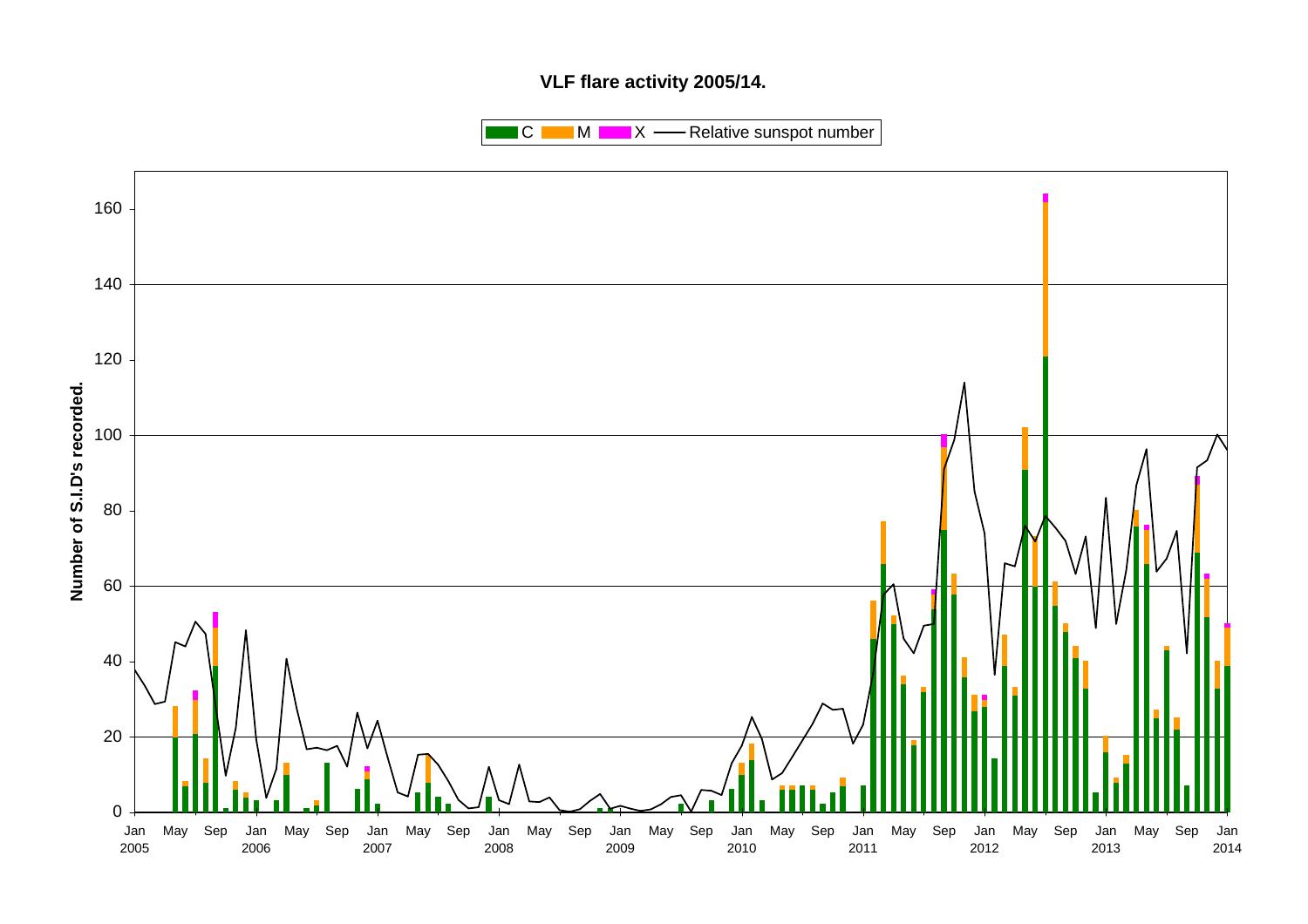# VLF flare activity 2005/14.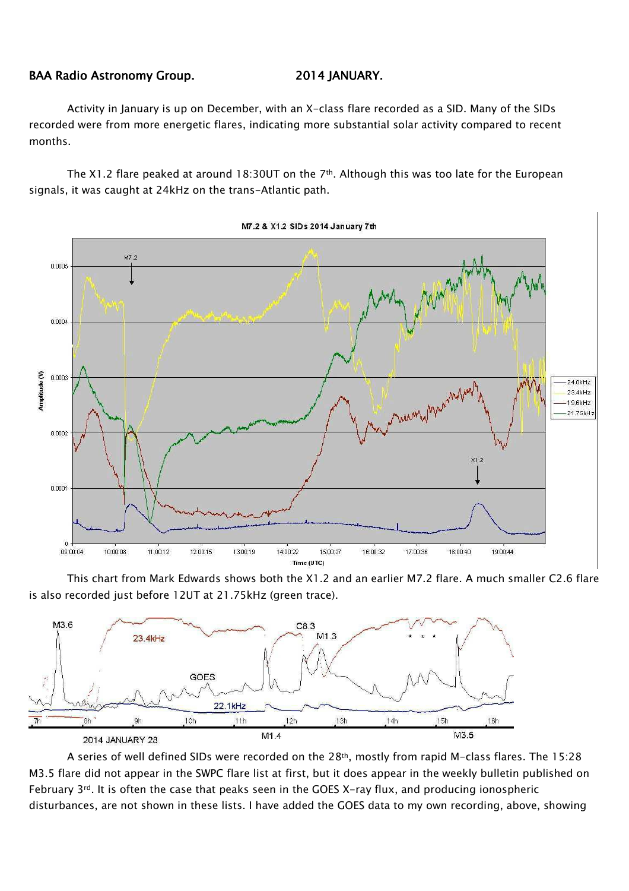BAA Radio Astronomy Group. 2014 JANUARY.

Activity in January is up on December, with an X-class flare recorded as a SID. Many of the SIDs recorded were from more energetic flares, indicating more substantial solar activity compared to recent months.

The X1.2 flare peaked at around 18:30UT on the 7th. Although this was too late for the European signals, it was caught at 24kHz on the trans-Atlantic path.

This chart from Mark Edwards shows both the X1.2 and an earlier M7.2 flare. A much smaller C2.6 flare is also recorded just before 12UT at 21.75kHz (green trace).

A series of well defined SIDs were recorded on the 28th, mostly from rapid M-class flares. The 15:28 M3.5 flare did not appear in the SWPC flare list at first, but it does appear in the weekly bulletin published on February 3rd. It is often the case that peaks seen in the GOES X-ray flux, and producing ionospheric disturbances, are not shown in these lists. I have added the GOES data to my own recording, above, showing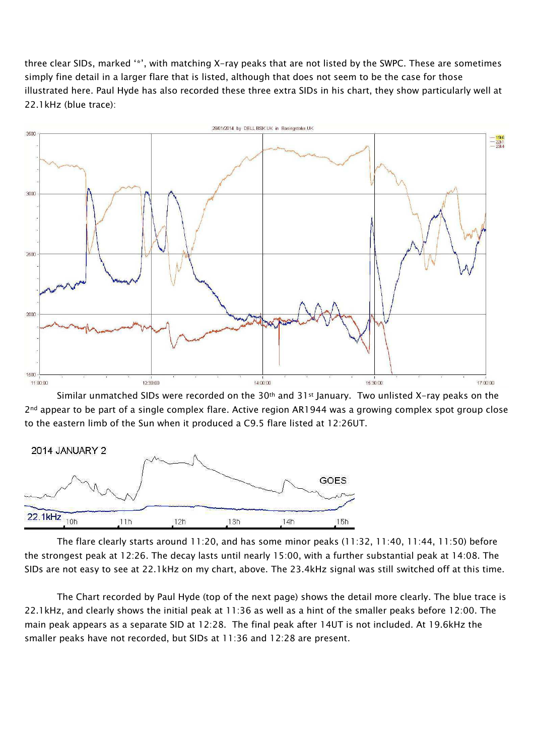three clear SIDs, marked '*', with matching X-ray peaks that are not listed by the SWPC. These are sometimes simply fine detail in a larger flare that is listed, although that does not seem to be the case for those illustrated here. Paul Hyde has also recorded these three extra SIDs in his chart, they show particularly well at 22.1kHz (blue trace):

Similar unmatched SIDs were recorded on the 30th and 31st January. Two unlisted X-ray peaks on the 2nd appear to be part of a single complex flare. Active region AR1944 was a growing complex spot group close to the eastern limb of the Sun when it produced a C9.5 flare listed at 12:26UT.

The flare clearly starts around 11:20, and has some minor peaks (11:32, 11:40, 11:44, 11:50) before the strongest peak at 12:26. The decay lasts until nearly 15:00, with a further substantial peak at 14:08. The SIDs are not easy to see at 22.1kHz on my chart, above. The 23.4kHz signal was still switched off at this time.

The Chart recorded by Paul Hyde (top of the next page) shows the detail more clearly. The blue trace is 22.1kHz, and clearly shows the initial peak at 11:36 as well as a hint of the smaller peaks before 12:00. The main peak appears as a separate SID at 12:28. The final peak after 14UT is not included. At 19.6kHz the smaller peaks have not recorded, but SIDs at 11:36 and 12:28 are present.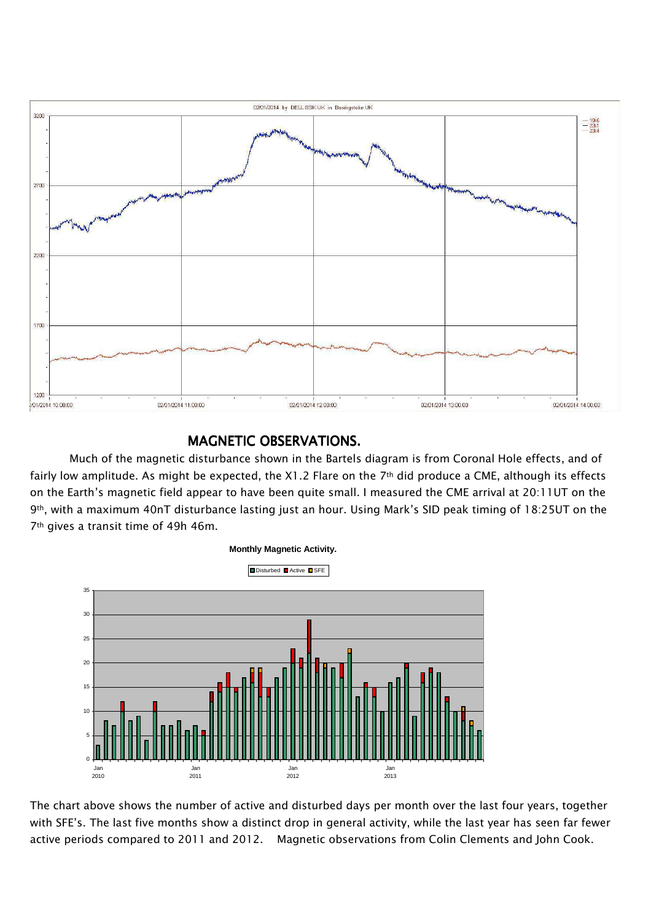## MAGNETIC OBSERVATIONS.

Much of the magnetic disturbance shown in the Bartels diagram is from Coronal Hole effects, and of fairly low amplitude. As might be expected, the X1.2 Flare on the 7th did produce a CME, although its effects on the Earth's magnetic field appear to have been quite small. I measured the CME arrival at 20:11UT on the 9th, with a maximum 40nT disturbance lasting just an hour. Using Mark's SID peak timing of 18:25UT on the 7th gives a transit time of 49h 46m.

The chart above shows the number of active and disturbed days per month over the last four years, together with SFE's. The last five months show a distinct drop in general activity, while the last year has seen far fewer active periods compared to 2011 and 2012. Magnetic observations from Colin Clements and John Cook.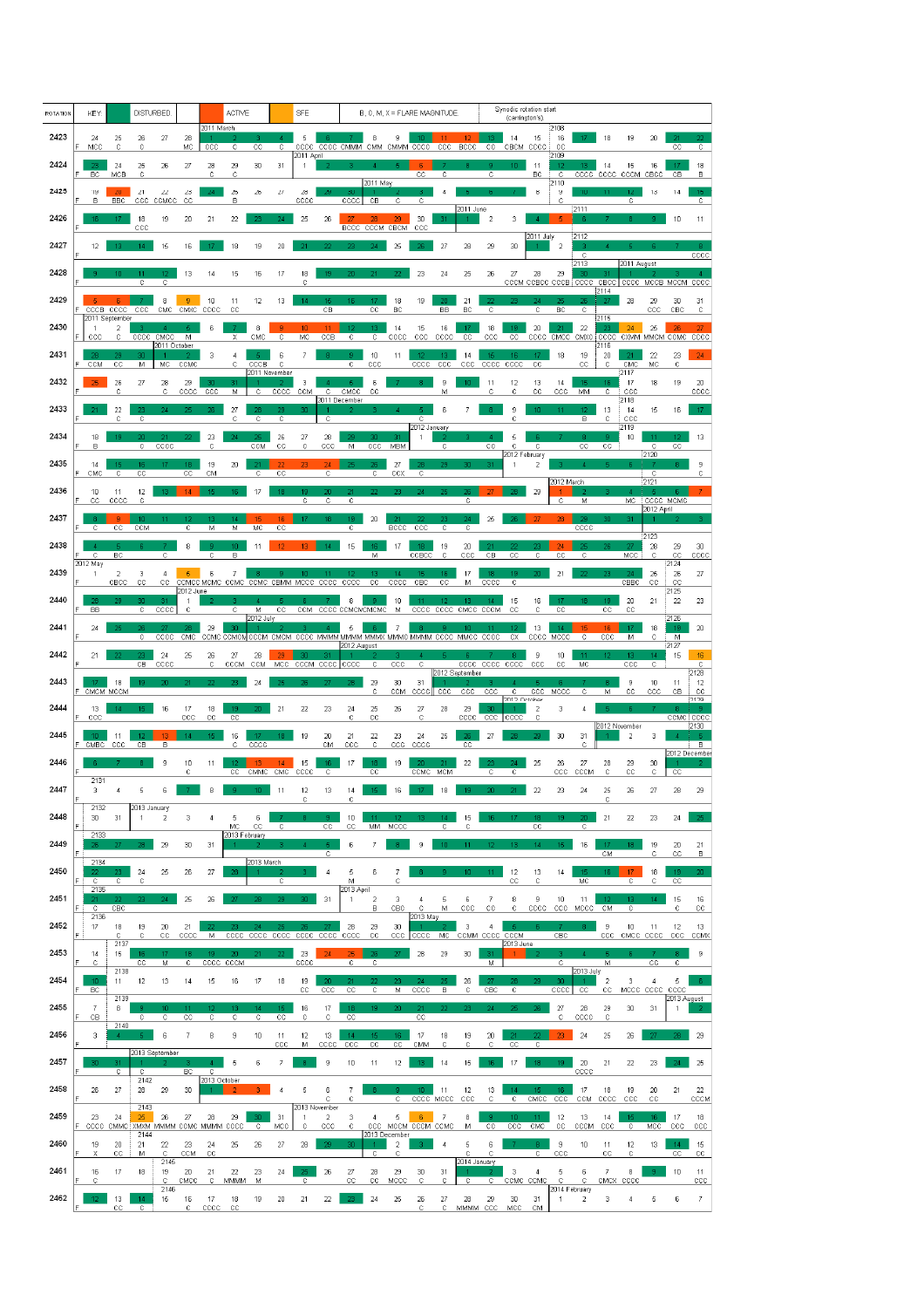KEY: DISTURBED | ACTIVE | SFE | B, C, M, X = FLARE MAGNITUDE | Synodic rotation start (Carrington's)

Each cell shows the day number followed by the flare magnitudes (row F) recorded for that day.

| ROTATION | | | | | | | | | | | | | | | | | | | | | | | | | | | |
|---|---|---|---|---|---|---|---|---|---|---|---|---|---|---|---|---|---|---|---|---|---|---|---|---|---|---|---|
| 2423 | 24 MCC | 25 C | 26 C | 27 | 28 MC | 2011 March 1 CCC | 2 C | 3 C | 4 C | 5 CCCC | 6 CCCC | 7 CMMM | 8 CMM | 9 CMMM | 10 CCCC | 11 CCC | 12 BCCC | 13 CC | 14 CBCM | 15 CCCC | 2108 16 CC | 17 | 18 | 19 | 20 | 21 CC | 22 C |
| 2424 | 23 BC | 24 MCB | 25 C | 26 | 27 | 28 C | 29 C | 30 | 31 | 2011 April 1 | 2 | 3 | 4 | 5 | 6 | 7 | 8 | 9 CC | 10 C | 11 BC | 2109 12 C | 13 | 14 | 15 | 16 | 17 | 18 |
| 2425 | 19 B | 20 BBC | 21 CCC | 22 CCMCC | 23 CC | 24 | 25 B | 26 | 27 | 28 CCCC | 29 | 30 CCCC | 2011 May 1 CB | 2 C | 3 C | 4 | 5 | 6 | 7 | 8 | 2110 9 C | 10 | 11 | 12 C | 13 | 14 | 15 |
| 2426 | 16 | 17 | 18 CCC | 19 | 20 | 21 | 22 | 23 | 24 | 25 | 26 | 27 BCCC | 28 CCCM | 29 CBCM | 30 CCC | 31 | 2011 June 1 | 2 | 3 | 4 | 5 | 2111 6 | 7 | 8 | 9 | 10 | 11 |
| 2427 | 12 | 13 | 14 | 15 | 16 | 17 | 18 | 19 | 20 | 21 | 22 | 23 | 24 | 25 | 26 | 27 | 28 | 29 | 30 | 2011 July 1 | 2 | 2112 3 C | 4 | 5 | 6 | 7 | 8 CCCC |
| 2428 | 9 | 10 | 11 C | 12 C | 13 | 14 | 15 | 16 | 17 | 18 C | 19 | 20 | 21 | 22 | 23 | 24 | 25 | 26 | 27 CCCM | 28 CCBCC | 29 CCCB | 2113 30 CCCC | 31 CBCC | 2011 August 1 CCCC | 2 CCCC | 3 MCCB | 4 MCCM CCCC |
| 2429 | 5 CCCB | 6 CCCC | 7 CC | 8 CMC | 9 CMMC | 10 CCCC | 11 CC | 12 | 13 | 14 | 15 | 16 CB | 17 CC | 18 BC | 19 | 20 BB | 21 BC | 22 C | 23 | 24 | 25 BC | 26 C | 2114 27 | 28 | 29 CCC | 30 CBC | 31 CC |
| 2430 | 2011 September 1 CCC | 2 C | 3 CCCC | 4 CMCC | 5 M | 6 | 7 X | 8 CMC | 9 C | 10 MC | 11 CCB | 12 C | 13 C | 14 CCCC | 15 CCCC | 16 CCC | 17 M | 18 CC | 19 CCC | 20 CCCC | 21 CMCC | 22 CMXC | 2115 23 CCCC | 24 CXMM | 25 MMCM | 26 CCMC | 27 CCCC |
| 2431 | 28 CCM | 29 CC | 30 M | 2011 October 1 MC | 2 CCMC | 3 | 4 | 5 CCCB | 6 C | 7 | 8 | 9 | 10 CCC | 11 | 12 CCCC | 13 CCC | 14 CCCC | 15 CCCC | 16 CCCC | 17 | 18 | 19 CC | 2116 20 C | 21 CMC | 22 MC | 23 CC | 24 |
| 2432 | 25 | 26 | 27 | 28 | 29 CCCC | 30 CCC | 31 M | 2011 November 1 C | 2 CCCC | 3 CCM | 4 C | 5 CMCC | 6 CCC | 7 | 8 | 9 M | 10 | 11 C | 12 | 13 C | 14 CCC | 15 MM | 16 C | 2117 17 CCC | 18 | 19 | 20 CCCC |
| 2433 | 21 C | 22 | 23 C | 24 | 25 C | 26 | 27 CC | 28 C | 29 C | 30 C | 2011 December 1 | 2 C | 3 | 4 | 5 C | 6 | 7 | 8 C | 9 C | 10 | 11 | 12 B | 2118 13 C | 14 CCC | 15 | 16 | 17 |
| 2434 | 18 B | 19 C | 20 CCCC | 21 | 22 | 23 | 24 CCM | 25 CC | 26 C | 27 CCC | 28 | 29 M | 30 CCC | 31 MBM | 2012 January 1 | 2 M | 3 | 4 CC | 5 C | 6 | 7 | 8 CC | 9 CC | 2119 10 | 11 C | 12 CC | 13 |
| 2435 | 14 CMC | 15 C | 16 CC | 17 | 18 CC | 19 CM | 20 | 21 C | 22 CC | 23 C | 24 CC | 25 | 26 C | 27 CCX | 28 C | 29 | 30 | 31 | 2012 February 1 | 2 | 3 | 4 | 5 | 6 | 2120 7 C | 8 | 9 C |
| 2436 | 10 CC | 11 CCCC | 12 C | 13 | 14 | 15 | 16 | 17 | 18 | 19 C | 20 C | 21 C | 22 | 23 | 24 | 25 | 26 C | 27 | 28 | 29 | 2012 March 1 C | 2 M | 3 | 4 MC | 2121 5 CCCC | 6 MCMC | 7 C |
| 2437 | 8 C | 9 CC | 10 CCM | 11 | 12 C | 13 M | 14 MC | 15 CC | 16 C | 17 | 18 | 19 | 20 | 21 BCCC | 22 CCC | 23 C | 24 | 25 | 26 | 27 | 28 | 29 CCCC | 30 | 31 | 2012 April 1 | 2 | 3 |
| 2438 | 4 | 5 BC | 6 | 7 C | 8 | 9 C | 10 B | 11 | 12 | 13 | 14 | 15 | 16 M | 17 | 18 CCBCC | 19 CC | 20 CCC | 21 CB | 22 CC | 23 CC | 24 C | 25 | 26 | 27 MCC | 2122 28 C | 29 CC | 30 CCCC |
| 2439 | 2012 May 1 | 2 | 3 CBCC | 4 CC | 5 CCMCC | 6 MCMC | 7 CCMC | 8 CCMC | 9 CBMM | 10 MCCC | 11 CCCC | 12 CCCC | 13 CC | 14 CCCC | 15 CBC | 16 CCC | 17 M | 18 CCCC | 19 CC | 20 | 21 | 22 | 23 | 24 CBBC | 25 CCC | 2124 26 CC | 27 CC |
| 2440 | 28 BB | 29 | 30 C | 31 CCCC | 2012 June 1 C | 2 | 3 C | 4 M | 5 CC | 6 CCM | 7 CCCC | 8 CCMCMCMC | 9 M | 10 C | 11 CCCC | 12 CCCC | 13 CMCC | 14 CCCM | 15 CC | 16 C | 17 CC | 18 C | 19 CC | 20 CC | 21 | 2125 22 | 23 |
| 2441 | 24 C | 25 | 26 CCCC | 27 CMC | 28 CCMC | 29 CCMCM | 30 CCCM | 2012 July 1 CMCM | 2 CCCC | 3 MMMM | 4 MMMM | 5 MMMC | 6 MMMM | 7 CCCC | 8 MMCC | 9 CCCC | 10 CC | 11 CX | 12 CCCC | 13 MCCC | 14 C | 15 CCC | 16 CCC | 17 M | 18 CC | 2126 19 M | 20 |
| 2442 | 21 | 22 | 23 CB | 24 CCCC | 25 | 26 C | 27 CCCM | 28 CCM | 29 MCC | 30 CCCM | 31 CCMC | 2012 August 1 CCCC | 2 C | 3 CCC | 4 C | 5 CCCC | 6 CCCC | 7 CCCC | 8 CCC | 9 CCC | 10 | 11 MC | 12 | 13 CCC | 14 C | 2127 15 | 16 C |
| 2443 | 17 CMCM | 18 MCCM | 19 | 20 | 21 | 22 | 23 | 24 | 25 | 26 | 27 | 28 | 29 | 30 CCM | 31 CCCC | 2012 September 1 CCC | 2 CCC | 3 | 4 C | 5 CCC | 6 MCCC | 7 C | 8 M | 9 CC | 10 CCC | 11 CB | 2128 12 CC |
| 2444 | 13 CCC | 14 | 15 | 16 | 17 CCC | 18 CC | 19 CC | 20 | 21 | 22 | 23 | 24 | 25 | 26 | 27 | 28 | 29 CCCC | 30 CCC | 2012 October 1 CCCC | 2 C | 3 | 4 | 5 | 6 | 7 | 2129 8 CCMC | 9 CCCC |
| 2445 | 10 CMBC | 11 CCC | 12 CB | 13 B | 14 | 15 | 16 C | 17 CCCC | 18 | 19 | 20 CM | 21 CCC | 22 C | 23 CCC | 24 CCCC | 25 | 26 CC | 27 | 28 | 29 | 30 | 31 | 2012 November 1 C | 2 | 3 | 2130 4 | 5 | 6 C |
| 2446 | 6 | 7 | 8 | 9 | 10 | 11 | 12 CC | 13 CMMC | 14 CMC | 15 CCCC | 16 C | 17 | 18 CC | 19 | 20 CCMC | 21 MCM | 22 | 23 C | 24 | 25 CCC | 26 CCCM | 27 C | 28 CC | 29 C | 30 | 2012 December 1 CC | 2 |
| 2447 | 2131 3 | 4 | 5 | 6 | 7 | 8 | 9 | 10 | 11 | 12 C | 13 | 14 C | 15 | 16 | 17 | 18 | 19 | 20 | 21 | 22 | 23 | 24 | 25 C | 26 | 27 | 28 | 29 |
| 2448 | 2132 30 | 31 | 2013 January 1 | 2 | 3 | 4 | 5 MC | 6 CC | 7 | 8 | 9 CC | 10 CC | 11 MM | 12 MCCC | 13 C | 14 | 15 | 16 | 17 | 18 CC | 19 | 20 C | 21 | 22 | 23 | 24 | 25 |
| 2449 | 2133 26 | 27 | 28 | 29 | 30 | 31 | 2013 February 1 C | 2 | 3 | 4 | 5 | 6 | 7 | 8 | 9 | 10 | 11 | 12 | 13 | 14 | 15 | 16 | 17 CM | 18 | 19 C | 20 CC | 21 B |
| 2450 | 2134 22 C | 23 C | 24 | 25 | 26 | 27 | 28 C | 2013 March 1 C | 2 | 3 | 4 | 5 M | 6 C | 7 | 8 | 9 | 10 | 11 | 12 CC | 13 | 14 | 15 MC | 16 | 17 C | 18 C | 19 CC | 20 |
| 2451 | 2135 21 C | 22 CBC | 23 | 24 | 25 | 26 | 27 | 28 | 29 | 30 | 31 | 2013 April 1 B | 2 CBC | 3 C | 4 M | 5 CCC | 6 C | 7 CC | 8 C | 9 CCCC | 10 CCCC | 11 MCCC | 12 CM | 13 CCC | 14 C | 15 CC | 16 CC |
| 2452 | 2136 17 | 18 C | 19 CC | 20 CC | 21 CCCC | 22 M | 23 CCCC | 24 CCCC | 25 CCCC | 26 CCCC | 27 CCCC | 28 CCC | 29 CC | 30 CCC | 2013 May 1 CCCC | 2 MC | 3 CCMM | 4 CCCC | 5 CCCM | 6 | 7 CBC | 8 | 9 CCC | 10 CMCC | 11 CCCC | 12 CCC | 13 CCMX |
| 2453 | 14 C | 2137 15 CC | 16 CC | 17 M | 18 C | 19 CCCC | 20 CCCM | 21 | 22 | 23 CCCC | 24 | 25 C | 26 C | 27 | 28 | 29 | 30 | 31 M | 2013 June 1 | 2 | 3 | 4 C | 5 | 6 | 7 M | 8 CC | 9 C |
| 2454 | 10 BC | 2138 11 | 12 | 13 | 14 | 15 | 16 | 17 | 18 | 19 CC | 20 CCC | 21 CC | 22 C | 23 M | 24 CCCC | 25 B | 26 CC | 27 CBC | 28 CC | 29 | 30 CCCC | 2013 July 1 CC | 2 CC | 3 MCC | 4 CCCC | 5 CCCC | 6 |
| 2455 | 7 CB | 2139 8 C | 9 CC | 10 C | 11 CC | 12 C | 13 CC | 14 CC | 15 C | 16 | 17 | 18 CC | 19 C | 20 C | 21 CC | 22 | 23 | 24 | 25 | 26 | 27 C | 28 CCCC | 29 C | 30 | 31 | 2013 August 1 | 2 |
| 2456 | 3 | 2140 4 | 5 | 6 | 7 | 8 | 9 | 10 | 11 CCC | 12 CC | 13 CCCC | 14 CCC | 15 CC | 16 CC | 17 CMM | 18 CC | 19 | 20 C | 21 CC | 22 CC | 23 | 24 | 25 | 26 | 27 | 28 | 29 |
| 2457 | 30 | 31 C | 2013 September 1 C | 2 C | 3 BC | 4 C | 5 | 6 | 7 | 8 | 9 | 10 | 11 | 12 | 13 | 14 | 15 | 16 | 17 | 18 | 19 | 20 C | 21 CCCC | 22 | 23 | 24 | 25 |
| 2458 | 26 | 27 | 2142 28 C | 29 | 30 | 2013 October 1 C | 2 C | 3 | 4 | 5 | 6 C | 7 CC | 8 | 9 | 10 CCCC | 11 MCCC | 12 CC | 13 CC | 14 C | 15 CMCC | 16 CCC | 17 CCM | 18 CCCC | 19 CCC | 20 CC | 21 CCC | 22 CCCM |
| 2459 | 23 CCCC | 24 CMMC | 2143 25 XMMM | 26 MMMM | 27 CCMC | 28 MMMM | 29 CCCC | 30 C | 31 MCC | 2013 November 1 C | 2 CCC | 3 CC | 4 CCCC | 5 MCCM | 6 CCCM | 7 CCMC | 8 M | 9 CCC | 10 CCC | 11 CMC | 12 CCC | 13 CCCM | 14 CCC | 15 CCC | 16 MCC | 17 CCC | 18 CCC |
| 2460 | 19 X | 20 CC | 2144 21 M | 22 C | 23 CCM | 24 CC | 25 | 26 | 27 | 28 | 29 | 30 | 2013 December 1 C | 2 C | 3 C | 4 | 5 | 6 C | 7 | 8 CCC | 9 C | 10 | 11 CC | 12 C | 13 | 14 CC | 15 CC |
| 2461 | 16 C | 17 | 18 | 2145 19 C | 20 CMCC | 21 C | 22 MMMM | 23 M | 24 | 25 C | 26 | 27 CC | 28 CC | 29 MCCC | 30 CC | 31 C | 2014 January 1 C | 2 C | 3 CCMC | 4 CCMC | 5 C | 6 C | 7 CMCX | 8 MCCX | 9 CCC | 10 | 11 CCC |
| 2462 | 12 | 13 CC | 14 C | 2146 15 | 16 C | 17 CCCC | 18 CC | 19 | 20 | 21 | 22 | 23 | 24 | 25 C | 26 C | 27 | 28 MMMM | 29 CCC | 30 MCC | 31 CM | 2014 February 1 | 2 | 3 | 4 | 5 | 6 | 7 |